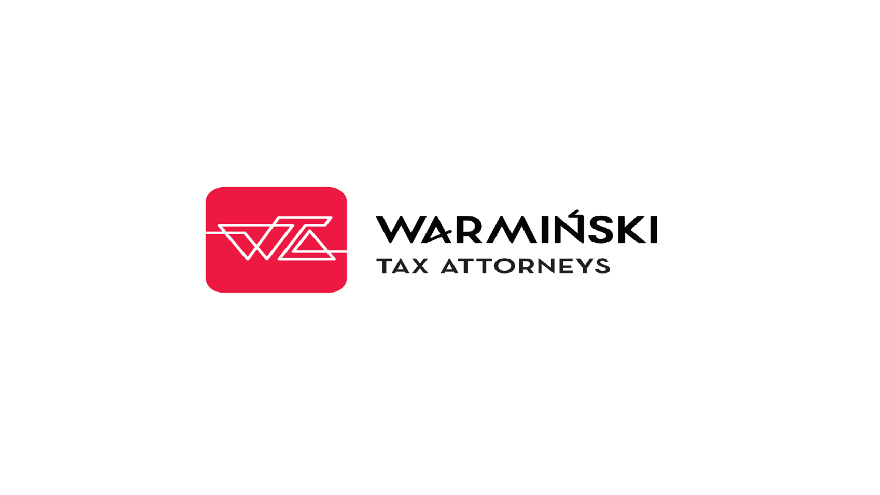# WARMIŃSKI

TAX ATTORNEYS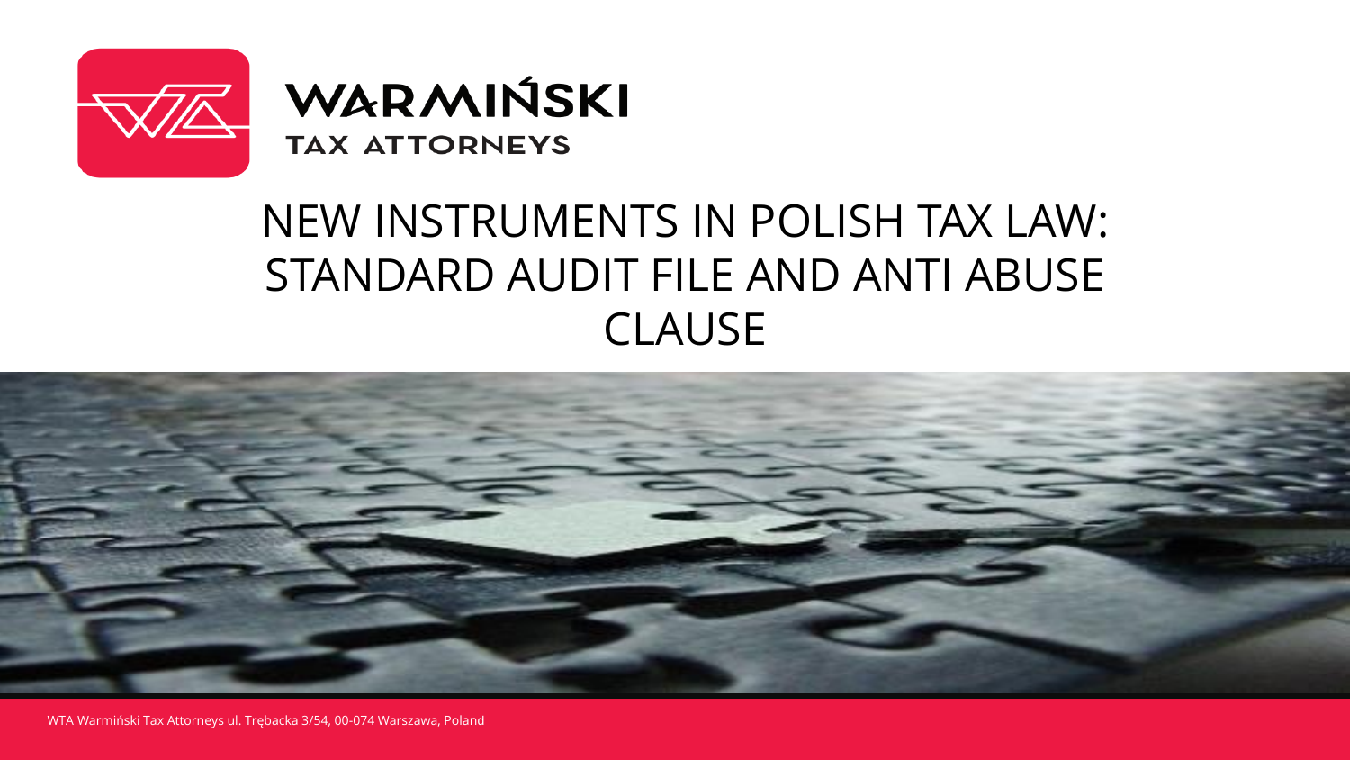WARMIŃSKI

TAX ATTORNEYS

# NEW INSTRUMENTS IN POLISH TAX LAW: STANDARD AUDIT FILE AND ANTI ABUSE CLAUSE

WTA Warmiński Tax Attorneys ul. Trębacka 3/54, 00-074 Warszawa, Poland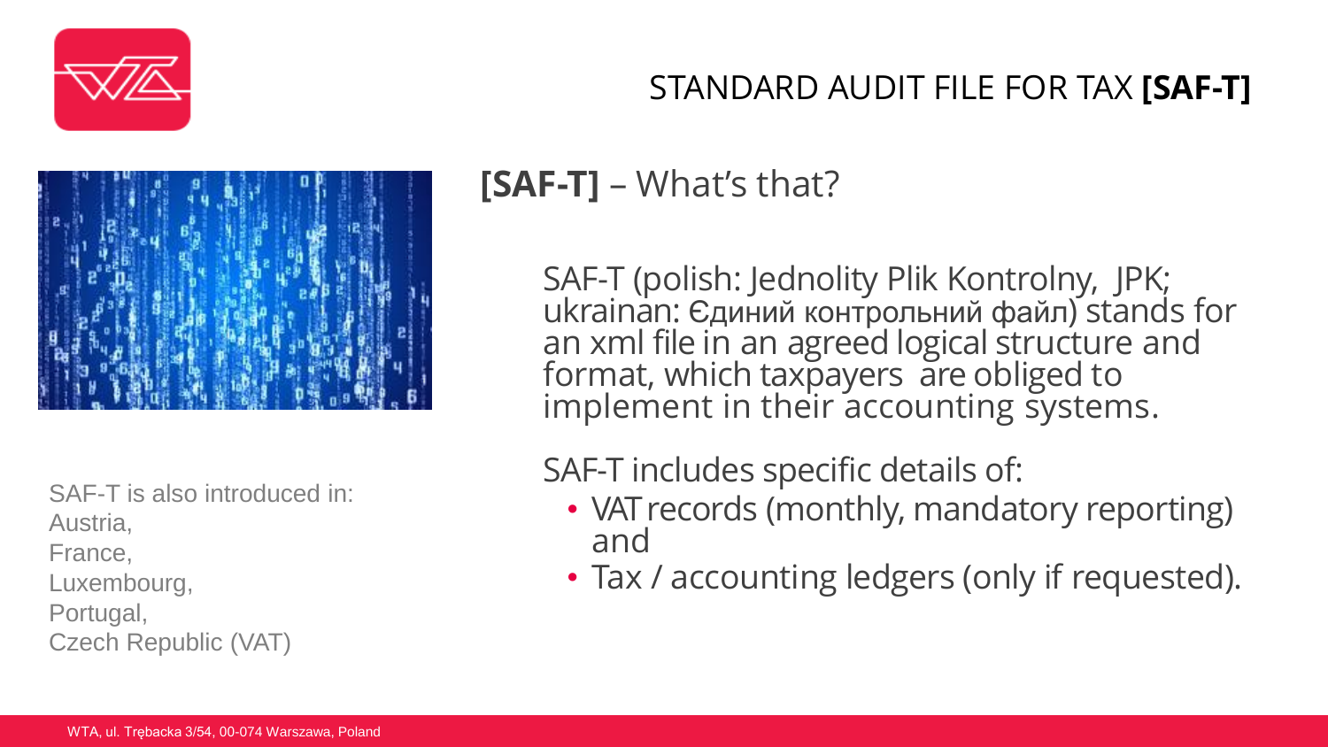# STANDARD AUDIT FILE FOR TAX **[SAF-T]**

## **[SAF-T]** – What's that?

SAF-T (polish: Jednolity Plik Kontrolny, JPK; ukrainan: Єдиний контрольний файл) stands for an xml file in an agreed logical structure and format, which taxpayers are obliged to implement in their accounting systems.

SAF-T includes specific details of:

- VAT records (monthly, mandatory reporting) and
- Tax / accounting ledgers (only if requested).

SAF-T is also introduced in:
Austria,
France,
Luxembourg,
Portugal,
Czech Republic (VAT)

WTA, ul. Trębacka 3/54, 00-074 Warszawa, Poland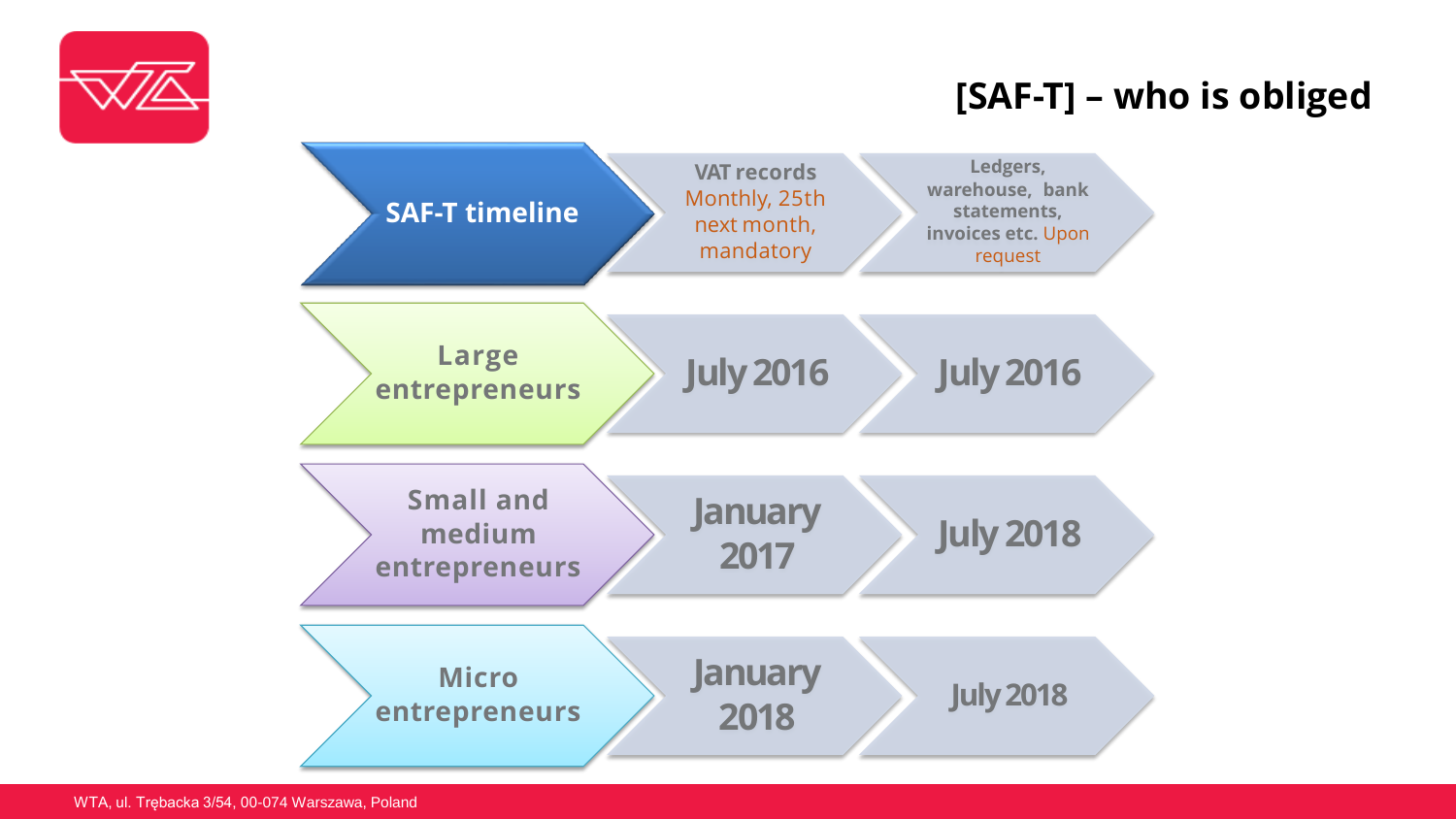# [SAF-T] – who is obliged

| SAF-T timeline | VAT records Monthly, 25th next month, mandatory | Ledgers, warehouse, bank statements, invoices etc. Upon request |
| --- | --- | --- |
| Large entrepreneurs | July 2016 | July 2016 |
| Small and medium entrepreneurs | January 2017 | July 2018 |
| Micro entrepreneurs | January 2018 | July 2018 |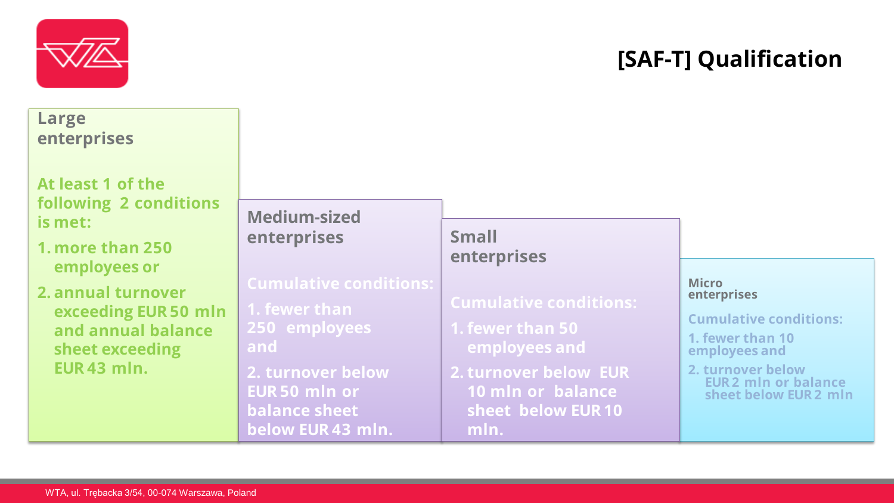# [SAF-T] Qualification

## Large enterprises

At least 1 of the following 2 conditions is met:

1. more than 250 employees or
2. annual turnover exceeding EUR 50 mln and annual balance sheet exceeding EUR 43 mln.

## Medium-sized enterprises

Cumulative conditions:

1. fewer than 250 employees and
2. turnover below EUR 50 mln or balance sheet below EUR 43 mln.

## Small enterprises

Cumulative conditions:

1. fewer than 50 employees and
2. turnover below EUR 10 mln or balance sheet below EUR 10 mln.

## Micro enterprises

Cumulative conditions:

1. fewer than 10 employees and
2. turnover below EUR 2 mln or balance sheet below EUR 2 mln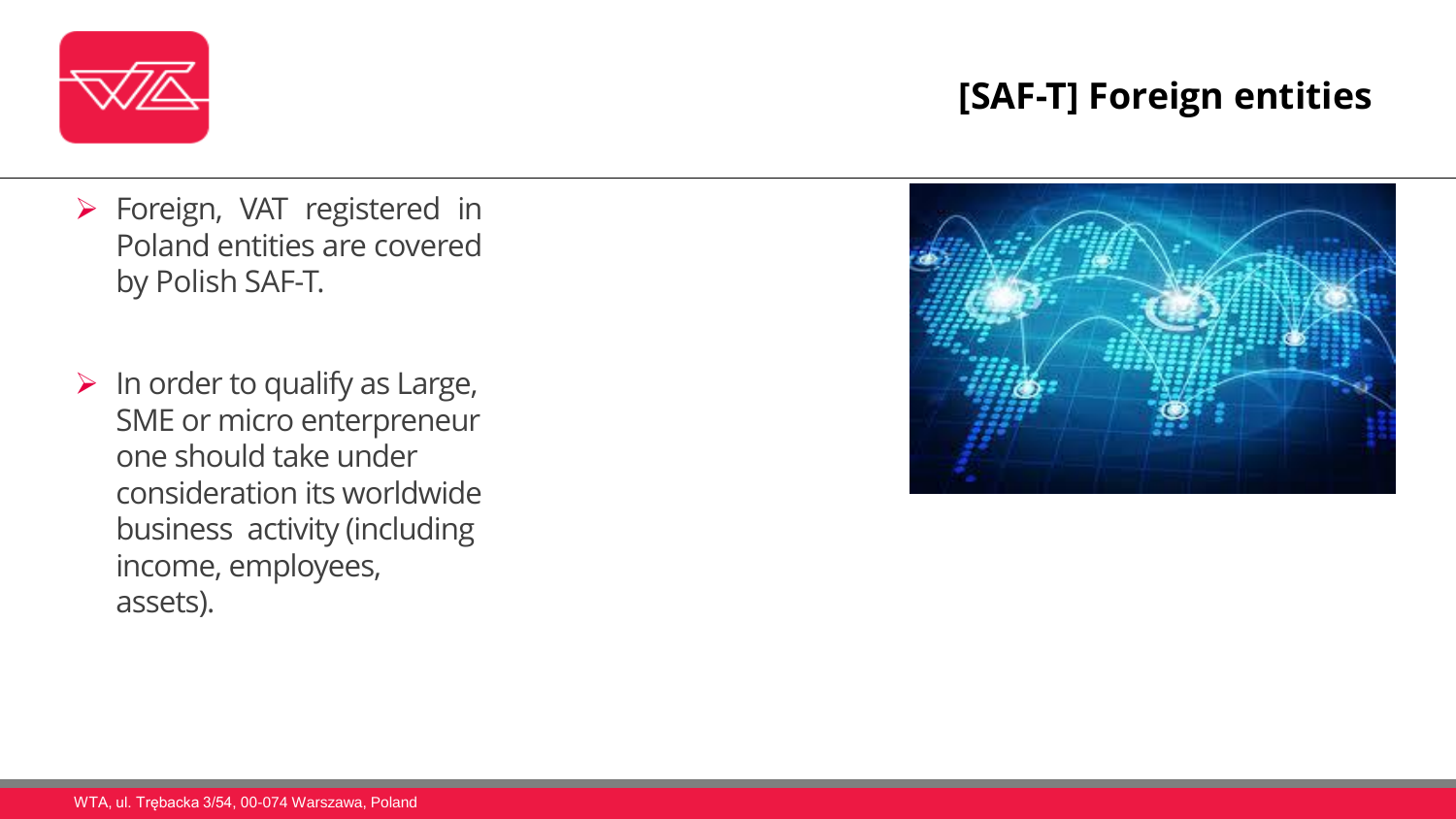# [SAF-T] Foreign entities

- Foreign, VAT registered in Poland entities are covered by Polish SAF-T.
- In order to qualify as Large, SME or micro enterpreneur one should take under consideration its worldwide business activity (including income, employees, assets).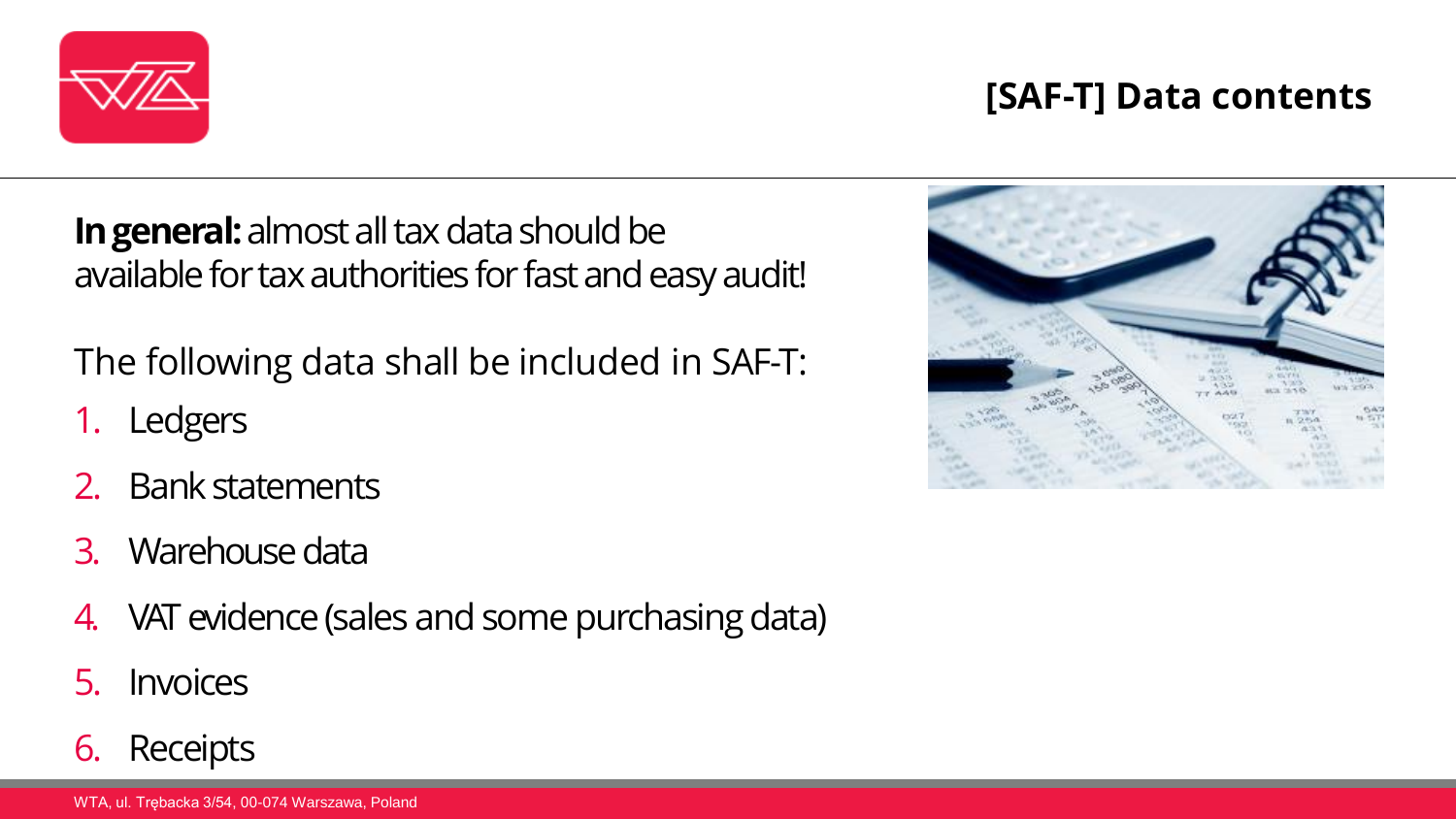# [SAF-T] Data contents

**In general:** almost all tax data should be available for tax authorities for fast and easy audit!

The following data shall be included in SAF-T:

1. Ledgers
2. Bank statements
3. Warehouse data
4. VAT evidence (sales and some purchasing data)
5. Invoices
6. Receipts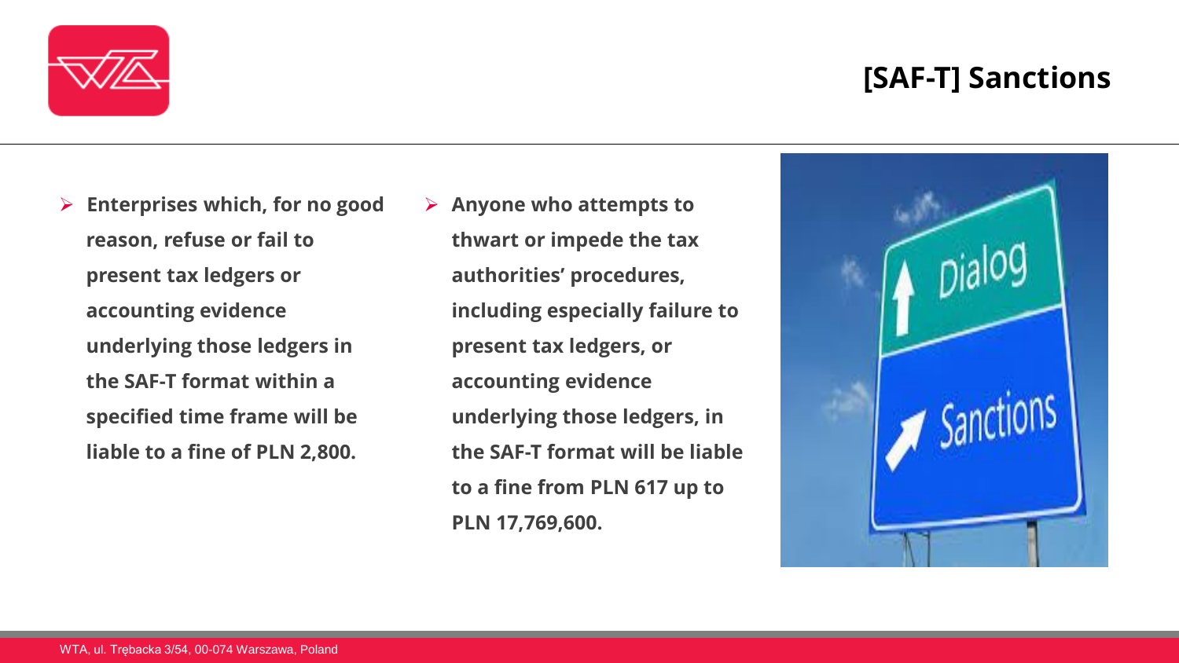# [SAF-T] Sanctions

- **Enterprises which, for no good reason, refuse or fail to present tax ledgers or accounting evidence underlying those ledgers in the SAF-T format within a specified time frame will be liable to a fine of PLN 2,800.**

- **Anyone who attempts to thwart or impede the tax authorities' procedures, including especially failure to present tax ledgers, or accounting evidence underlying those ledgers, in the SAF-T format will be liable to a fine from PLN 617 up to PLN 17,769,600.**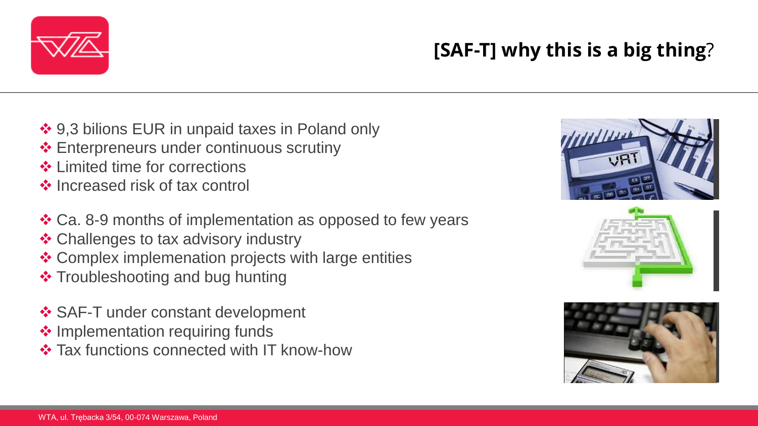## [SAF-T] why this is a big thing?

- 9,3 bilions EUR in unpaid taxes in Poland only
- Enterpreneurs under continuous scrutiny
- Limited time for corrections
- Increased risk of tax control

- Ca. 8-9 months of implementation as opposed to few years
- Challenges to tax advisory industry
- Complex implemenation projects with large entities
- Troubleshooting and bug hunting

- SAF-T under constant development
- Implementation requiring funds
- Tax functions connected with IT know-how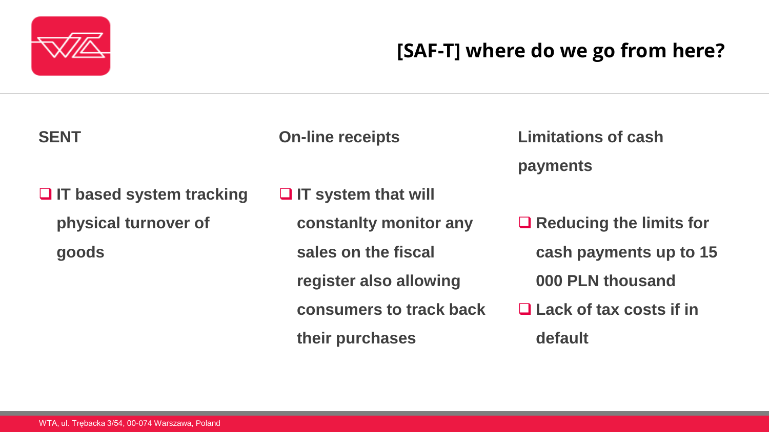# [SAF-T] where do we go from here?

**SENT**

- **IT based system tracking physical turnover of goods**

**On-line receipts**

- **IT system that will constanlty monitor any sales on the fiscal register also allowing consumers to track back their purchases**

**Limitations of cash payments**

- **Reducing the limits for cash payments up to 15 000 PLN thousand**
- **Lack of tax costs if in default**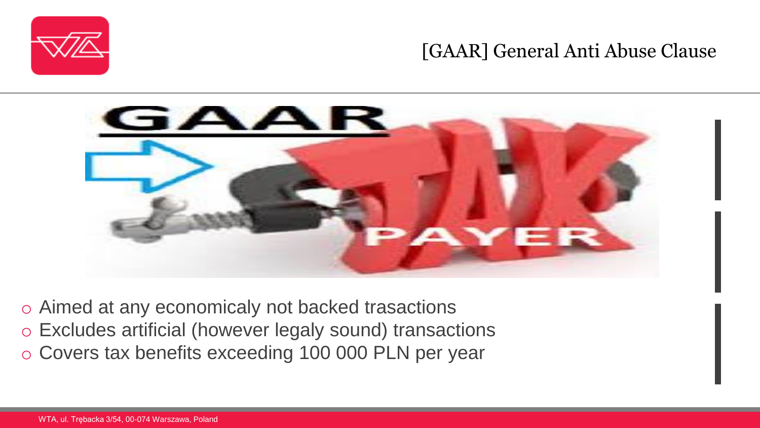# [GAAR] General Anti Abuse Clause

- Aimed at any economicaly not backed trasactions
- Excludes artificial (however legaly sound) transactions
- Covers tax benefits exceeding 100 000 PLN per year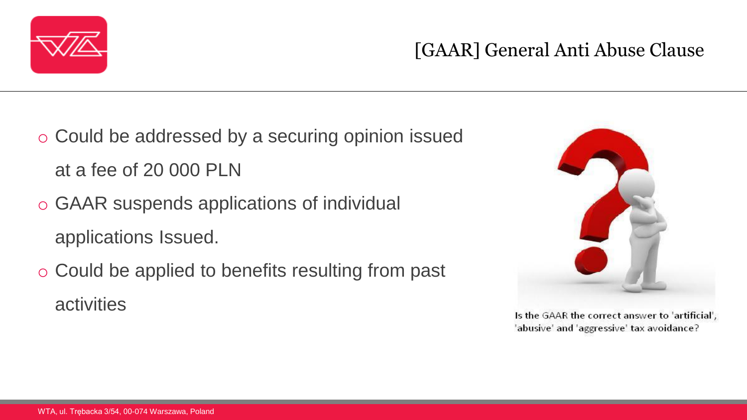# [GAAR] General Anti Abuse Clause

- Could be addressed by a securing opinion issued at a fee of 20 000 PLN
- GAAR suspends applications of individual applications Issued.
- Could be applied to benefits resulting from past activities

Is the GAAR the correct answer to 'artificial', 'abusive' and 'aggressive' tax avoidance?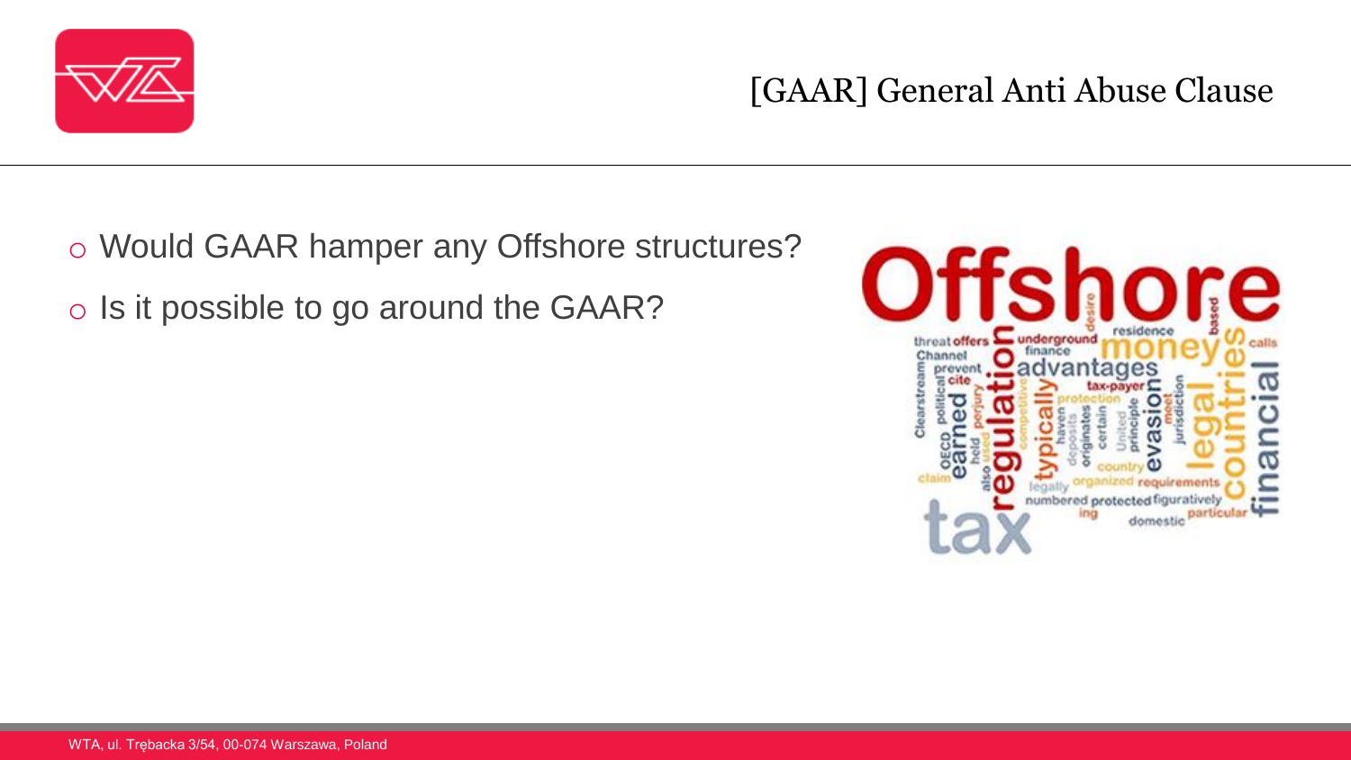## [GAAR] General Anti Abuse Clause

- Would GAAR hamper any Offshore structures?
- Is it possible to go around the GAAR?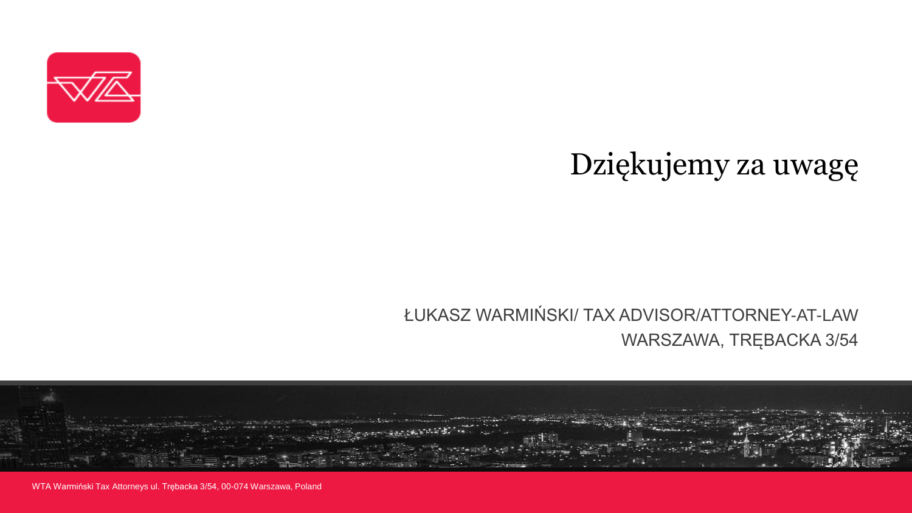# Dziękujemy za uwagę

ŁUKASZ WARMIŃSKI/ TAX ADVISOR/ATTORNEY-AT-LAW
WARSZAWA, TRĘBACKA 3/54

WTA Warmiński Tax Attorneys ul. Trębacka 3/54, 00-074 Warszawa, Poland